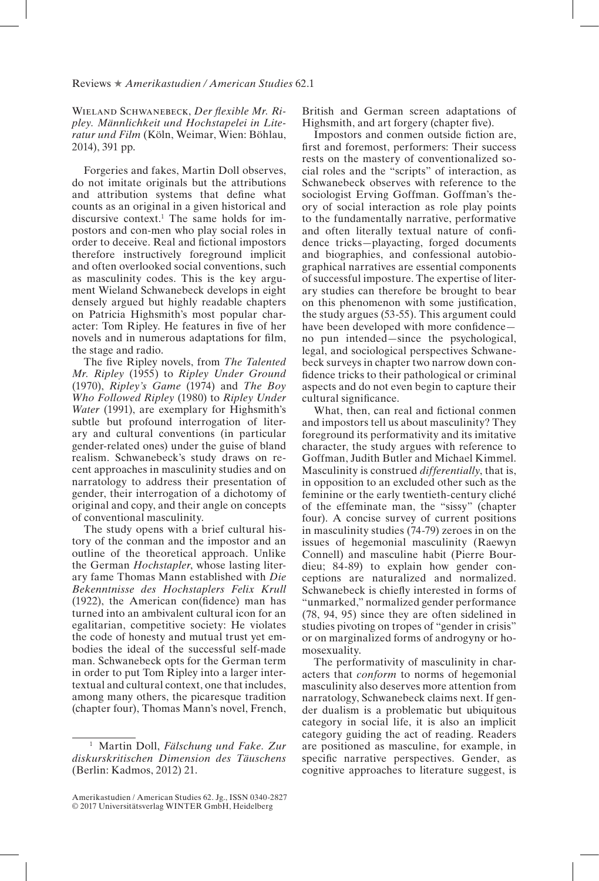Wieland Schwanebeck, *Der flexible Mr. Ripley. Männlichkeit und Hochstapelei in Literatur und Film* (Köln, Weimar, Wien: Böhlau, 2014), 391 pp.

Forgeries and fakes, Martin Doll observes, do not imitate originals but the attributions and attribution systems that define what counts as an original in a given historical and discursive context.[1] The same holds for impostors and con-men who play social roles in order to deceive. Real and fictional impostors therefore instructively foreground implicit and often overlooked social conventions, such as masculinity codes. This is the key argument Wieland Schwanebeck develops in eight densely argued but highly readable chapters on Patricia Highsmith's most popular character: Tom Ripley. He features in five of her novels and in numerous adaptations for film, the stage and radio.

The five Ripley novels, from *The Talented Mr. Ripley* (1955) to *Ripley Under Ground* (1970), *Ripley's Game* (1974) and *The Boy Who Followed Ripley* (1980) to *Ripley Under Water* (1991), are exemplary for Highsmith's subtle but profound interrogation of literary and cultural conventions (in particular gender-related ones) under the guise of bland realism. Schwanebeck's study draws on recent approaches in masculinity studies and on narratology to address their presentation of gender, their interrogation of a dichotomy of original and copy, and their angle on concepts of conventional masculinity.

The study opens with a brief cultural history of the conman and the impostor and an outline of the theoretical approach. Unlike the German *Hochstapler*, whose lasting literary fame Thomas Mann established with *Die Bekenntnisse des Hochstaplers Felix Krull* (1922), the American con(fidence) man has turned into an ambivalent cultural icon for an egalitarian, competitive society: He violates the code of honesty and mutual trust yet embodies the ideal of the successful self-made man. Schwanebeck opts for the German term in order to put Tom Ripley into a larger intertextual and cultural context, one that includes, among many others, the picaresque tradition (chapter four), Thomas Mann's novel, French, British and German screen adaptations of Highsmith, and art forgery (chapter five).

Impostors and conmen outside fiction are, first and foremost, performers: Their success rests on the mastery of conventionalized social roles and the "scripts" of interaction, as Schwanebeck observes with reference to the sociologist Erving Goffman. Goffman's theory of social interaction as role play points to the fundamentally narrative, performative and often literally textual nature of confidence tricks—playacting, forged documents and biographies, and confessional autobiographical narratives are essential components of successful imposture. The expertise of literary studies can therefore be brought to bear on this phenomenon with some justification, the study argues (53-55). This argument could have been developed with more confidence—no pun intended—since the psychological, legal, and sociological perspectives Schwanebeck surveys in chapter two narrow down confidence tricks to their pathological or criminal aspects and do not even begin to capture their cultural significance.

What, then, can real and fictional conmen and impostors tell us about masculinity? They foreground its performativity and its imitative character, the study argues with reference to Goffman, Judith Butler and Michael Kimmel. Masculinity is construed *differentially*, that is, in opposition to an excluded other such as the feminine or the early twentieth-century cliché of the effeminate man, the "sissy" (chapter four). A concise survey of current positions in masculinity studies (74-79) zeroes in on the issues of hegemonial masculinity (Raewyn Connell) and masculine habit (Pierre Bourdieu; 84-89) to explain how gender conceptions are naturalized and normalized. Schwanebeck is chiefly interested in forms of "unmarked," normalized gender performance (78, 94, 95) since they are often sidelined in studies pivoting on tropes of "gender in crisis" or on marginalized forms of androgyny or homosexuality.

The performativity of masculinity in characters that *conform* to norms of hegemonial masculinity also deserves more attention from narratology, Schwanebeck claims next. If gender dualism is a problematic but ubiquitous category in social life, it is also an implicit category guiding the act of reading. Readers are positioned as masculine, for example, in specific narrative perspectives. Gender, as cognitive approaches to literature suggest, is

[1] Martin Doll, *Fälschung und Fake. Zur diskurskritischen Dimension des Täuschens* (Berlin: Kadmos, 2012) 21.

Amerikastudien / American Studies 62. Jg., ISSN 0340-2827
© 2017 Universitätsverlag WINTER GmbH, Heidelberg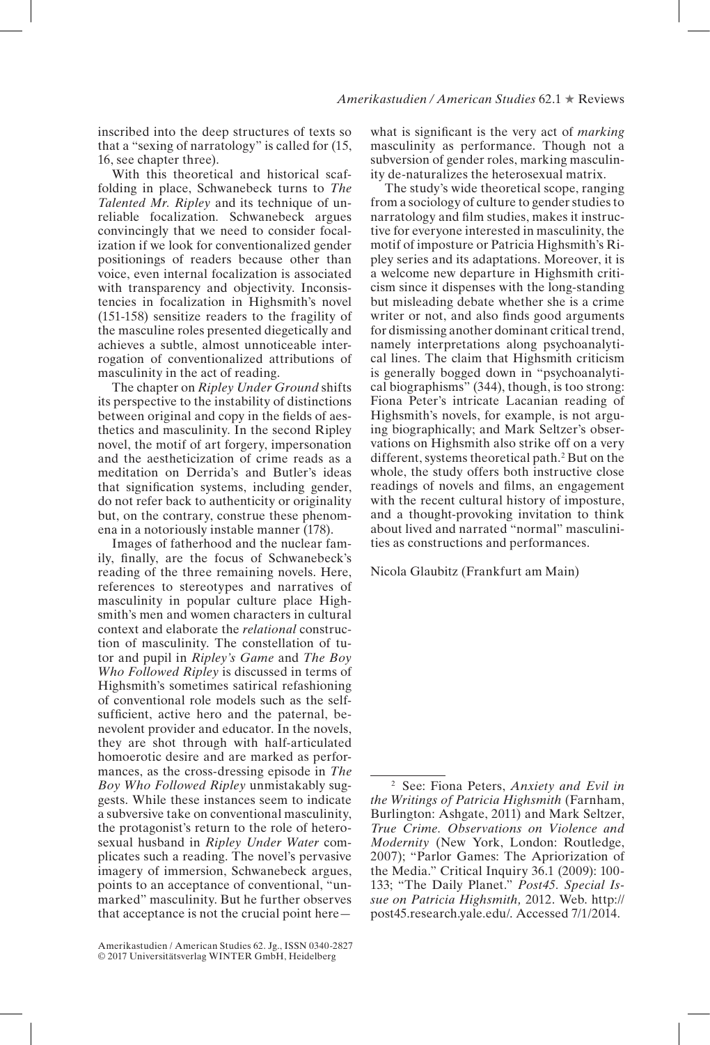inscribed into the deep structures of texts so that a "sexing of narratology" is called for (15, 16, see chapter three).

With this theoretical and historical scaffolding in place, Schwanebeck turns to *The Talented Mr. Ripley* and its technique of unreliable focalization. Schwanebeck argues convincingly that we need to consider focalization if we look for conventionalized gender positionings of readers because other than voice, even internal focalization is associated with transparency and objectivity. Inconsistencies in focalization in Highsmith's novel (151-158) sensitize readers to the fragility of the masculine roles presented diegetically and achieves a subtle, almost unnoticeable interrogation of conventionalized attributions of masculinity in the act of reading.

The chapter on *Ripley Under Ground* shifts its perspective to the instability of distinctions between original and copy in the fields of aesthetics and masculinity. In the second Ripley novel, the motif of art forgery, impersonation and the aestheticization of crime reads as a meditation on Derrida's and Butler's ideas that signification systems, including gender, do not refer back to authenticity or originality but, on the contrary, construe these phenomena in a notoriously instable manner (178).

Images of fatherhood and the nuclear family, finally, are the focus of Schwanebeck's reading of the three remaining novels. Here, references to stereotypes and narratives of masculinity in popular culture place Highsmith's men and women characters in cultural context and elaborate the *relational* construction of masculinity. The constellation of tutor and pupil in *Ripley's Game* and *The Boy Who Followed Ripley* is discussed in terms of Highsmith's sometimes satirical refashioning of conventional role models such as the self-sufficient, active hero and the paternal, benevolent provider and educator. In the novels, they are shot through with half-articulated homoerotic desire and are marked as performances, as the cross-dressing episode in *The Boy Who Followed Ripley* unmistakably suggests. While these instances seem to indicate a subversive take on conventional masculinity, the protagonist's return to the role of heterosexual husband in *Ripley Under Water* complicates such a reading. The novel's pervasive imagery of immersion, Schwanebeck argues, points to an acceptance of conventional, "unmarked" masculinity. But he further observes that acceptance is not the crucial point here—what is significant is the very act of *marking* masculinity as performance. Though not a subversion of gender roles, marking masculinity de-naturalizes the heterosexual matrix.

The study's wide theoretical scope, ranging from a sociology of culture to gender studies to narratology and film studies, makes it instructive for everyone interested in masculinity, the motif of imposture or Patricia Highsmith's Ripley series and its adaptations. Moreover, it is a welcome new departure in Highsmith criticism since it dispenses with the long-standing but misleading debate whether she is a crime writer or not, and also finds good arguments for dismissing another dominant critical trend, namely interpretations along psychoanalytical lines. The claim that Highsmith criticism is generally bogged down in "psychoanalytical biographisms" (344), though, is too strong: Fiona Peter's intricate Lacanian reading of Highsmith's novels, for example, is not arguing biographically; and Mark Seltzer's observations on Highsmith also strike off on a very different, systems theoretical path.[2] But on the whole, the study offers both instructive close readings of novels and films, an engagement with the recent cultural history of imposture, and a thought-provoking invitation to think about lived and narrated "normal" masculinities as constructions and performances.

Nicola Glaubitz (Frankfurt am Main)

---

[2] See: Fiona Peters, *Anxiety and Evil in the Writings of Patricia Highsmith* (Farnham, Burlington: Ashgate, 2011) and Mark Seltzer, *True Crime. Observations on Violence and Modernity* (New York, London: Routledge, 2007); "Parlor Games: The Apriorization of the Media." Critical Inquiry 36.1 (2009): 100-133; "The Daily Planet." *Post45. Special Issue on Patricia Highsmith,* 2012. Web. http://post45.research.yale.edu/. Accessed 7/1/2014.